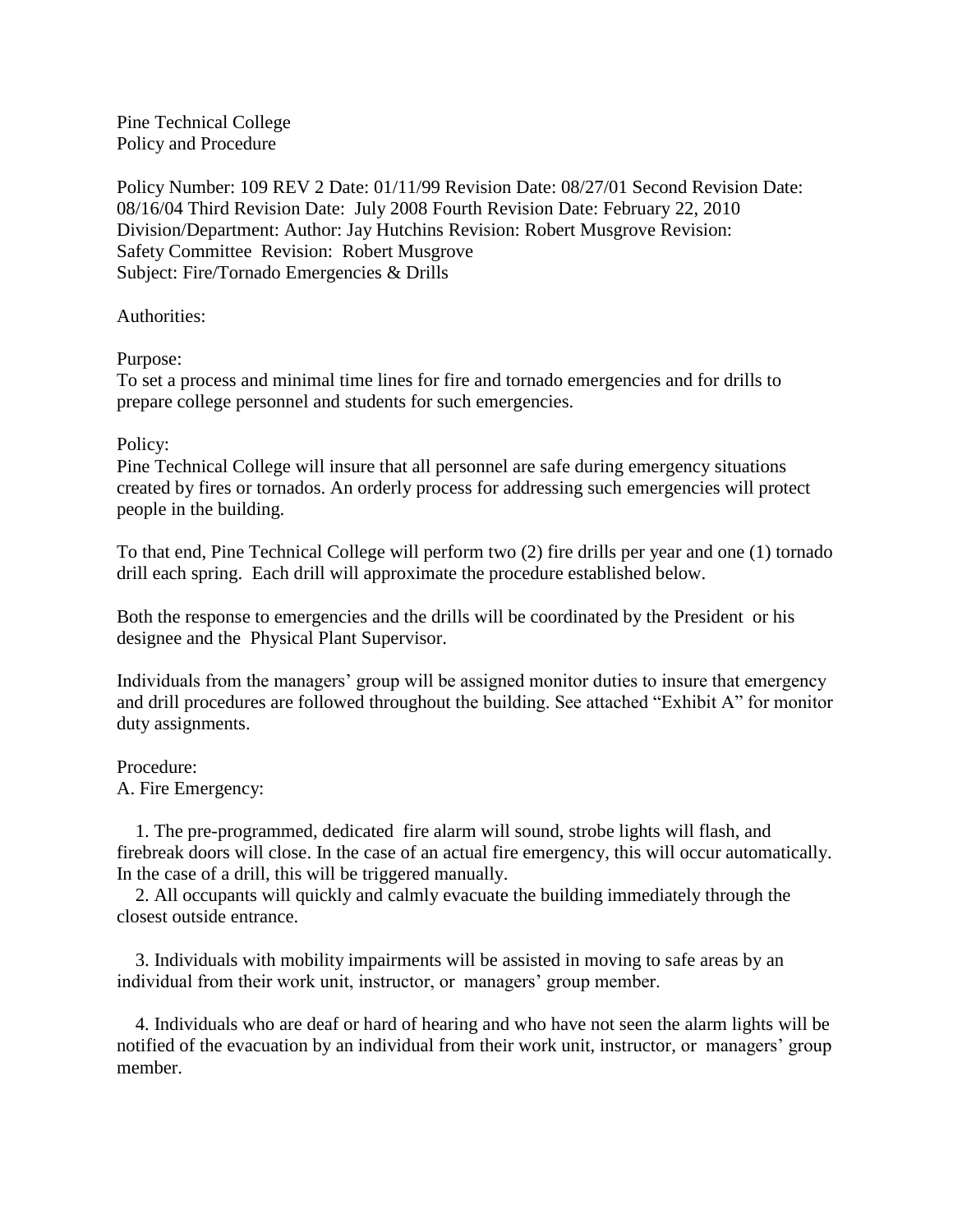Pine Technical College
Policy and Procedure

Policy Number: 109 REV 2 Date: 01/11/99 Revision Date: 08/27/01 Second Revision Date: 08/16/04 Third Revision Date: July 2008 Fourth Revision Date: February 22, 2010
Division/Department: Author: Jay Hutchins Revision: Robert Musgrove Revision: Safety Committee Revision: Robert Musgrove
Subject: Fire/Tornado Emergencies & Drills

Authorities:

Purpose:
To set a process and minimal time lines for fire and tornado emergencies and for drills to prepare college personnel and students for such emergencies.

Policy:
Pine Technical College will insure that all personnel are safe during emergency situations created by fires or tornados. An orderly process for addressing such emergencies will protect people in the building.

To that end, Pine Technical College will perform two (2) fire drills per year and one (1) tornado drill each spring. Each drill will approximate the procedure established below.

Both the response to emergencies and the drills will be coordinated by the President or his designee and the Physical Plant Supervisor.

Individuals from the managers' group will be assigned monitor duties to insure that emergency and drill procedures are followed throughout the building. See attached "Exhibit A" for monitor duty assignments.

Procedure:
A. Fire Emergency:

1. The pre-programmed, dedicated fire alarm will sound, strobe lights will flash, and firebreak doors will close. In the case of an actual fire emergency, this will occur automatically. In the case of a drill, this will be triggered manually.
2. All occupants will quickly and calmly evacuate the building immediately through the closest outside entrance.
3. Individuals with mobility impairments will be assisted in moving to safe areas by an individual from their work unit, instructor, or managers' group member.
4. Individuals who are deaf or hard of hearing and who have not seen the alarm lights will be notified of the evacuation by an individual from their work unit, instructor, or managers' group member.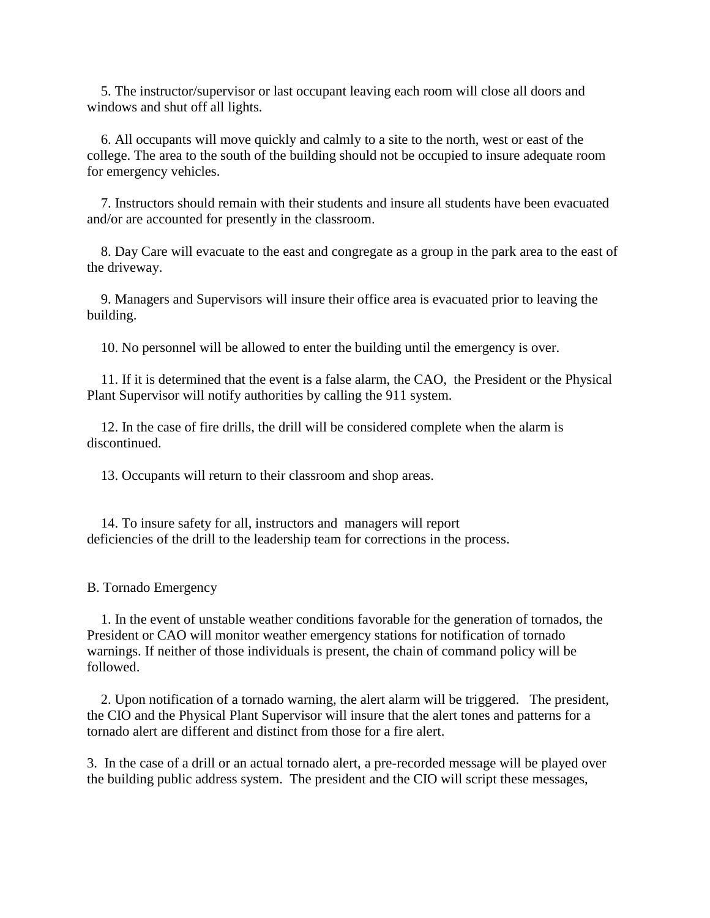5. The instructor/supervisor or last occupant leaving each room will close all doors and windows and shut off all lights.

6. All occupants will move quickly and calmly to a site to the north, west or east of the college. The area to the south of the building should not be occupied to insure adequate room for emergency vehicles.

7. Instructors should remain with their students and insure all students have been evacuated and/or are accounted for presently in the classroom.

8. Day Care will evacuate to the east and congregate as a group in the park area to the east of the driveway.

9. Managers and Supervisors will insure their office area is evacuated prior to leaving the building.

10. No personnel will be allowed to enter the building until the emergency is over.

11. If it is determined that the event is a false alarm, the CAO, the President or the Physical Plant Supervisor will notify authorities by calling the 911 system.

12. In the case of fire drills, the drill will be considered complete when the alarm is discontinued.

13. Occupants will return to their classroom and shop areas.

14. To insure safety for all, instructors and managers will report deficiencies of the drill to the leadership team for corrections in the process.

B. Tornado Emergency

1. In the event of unstable weather conditions favorable for the generation of tornados, the President or CAO will monitor weather emergency stations for notification of tornado warnings. If neither of those individuals is present, the chain of command policy will be followed.

2. Upon notification of a tornado warning, the alert alarm will be triggered. The president, the CIO and the Physical Plant Supervisor will insure that the alert tones and patterns for a tornado alert are different and distinct from those for a fire alert.

3. In the case of a drill or an actual tornado alert, a pre-recorded message will be played over the building public address system. The president and the CIO will script these messages,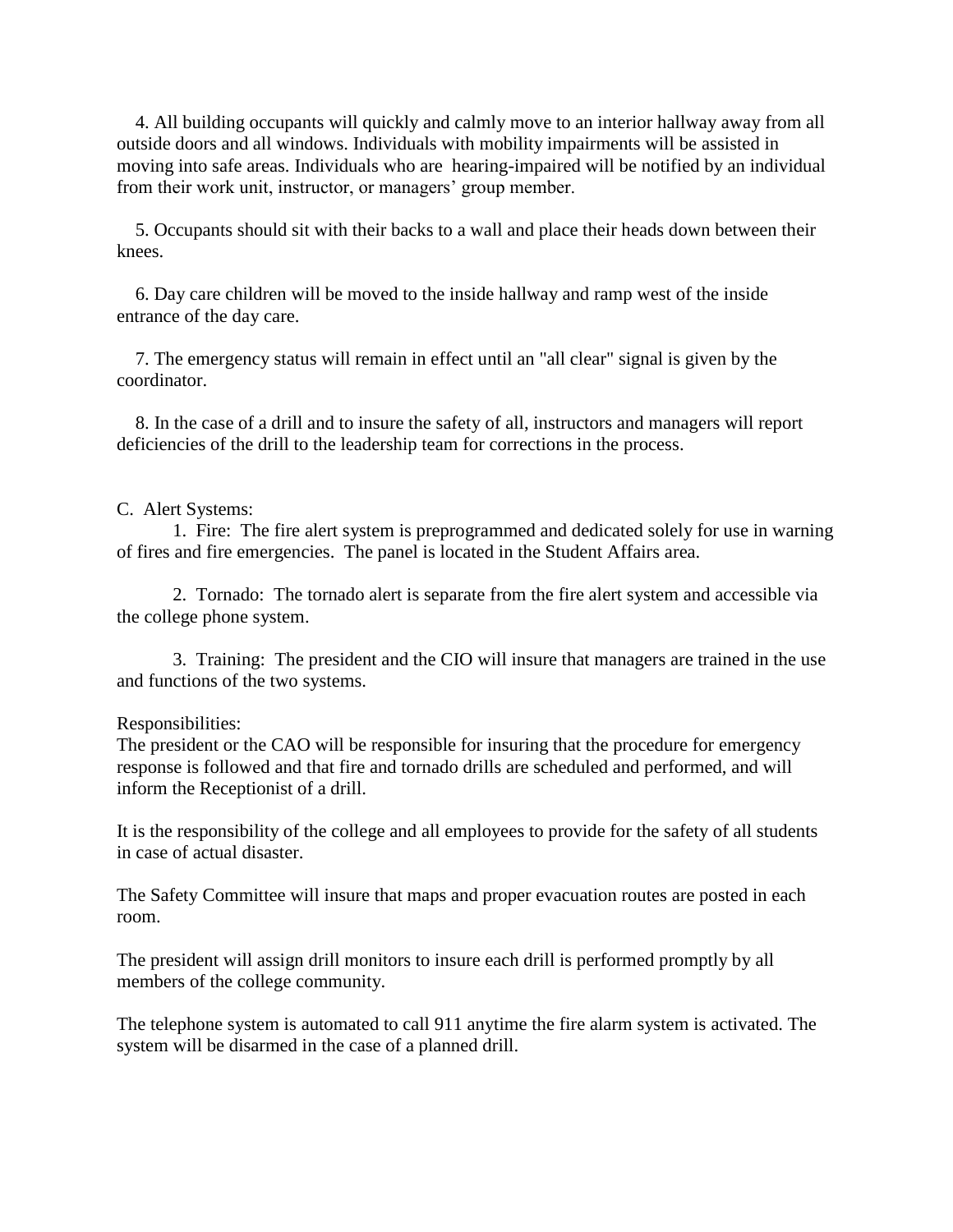4. All building occupants will quickly and calmly move to an interior hallway away from all outside doors and all windows. Individuals with mobility impairments will be assisted in moving into safe areas. Individuals who are hearing-impaired will be notified by an individual from their work unit, instructor, or managers' group member.

5. Occupants should sit with their backs to a wall and place their heads down between their knees.

6. Day care children will be moved to the inside hallway and ramp west of the inside entrance of the day care.

7. The emergency status will remain in effect until an "all clear" signal is given by the coordinator.

8. In the case of a drill and to insure the safety of all, instructors and managers will report deficiencies of the drill to the leadership team for corrections in the process.

C. Alert Systems:

1. Fire: The fire alert system is preprogrammed and dedicated solely for use in warning of fires and fire emergencies. The panel is located in the Student Affairs area.

2. Tornado: The tornado alert is separate from the fire alert system and accessible via the college phone system.

3. Training: The president and the CIO will insure that managers are trained in the use and functions of the two systems.

Responsibilities:
The president or the CAO will be responsible for insuring that the procedure for emergency response is followed and that fire and tornado drills are scheduled and performed, and will inform the Receptionist of a drill.

It is the responsibility of the college and all employees to provide for the safety of all students in case of actual disaster.

The Safety Committee will insure that maps and proper evacuation routes are posted in each room.

The president will assign drill monitors to insure each drill is performed promptly by all members of the college community.

The telephone system is automated to call 911 anytime the fire alarm system is activated. The system will be disarmed in the case of a planned drill.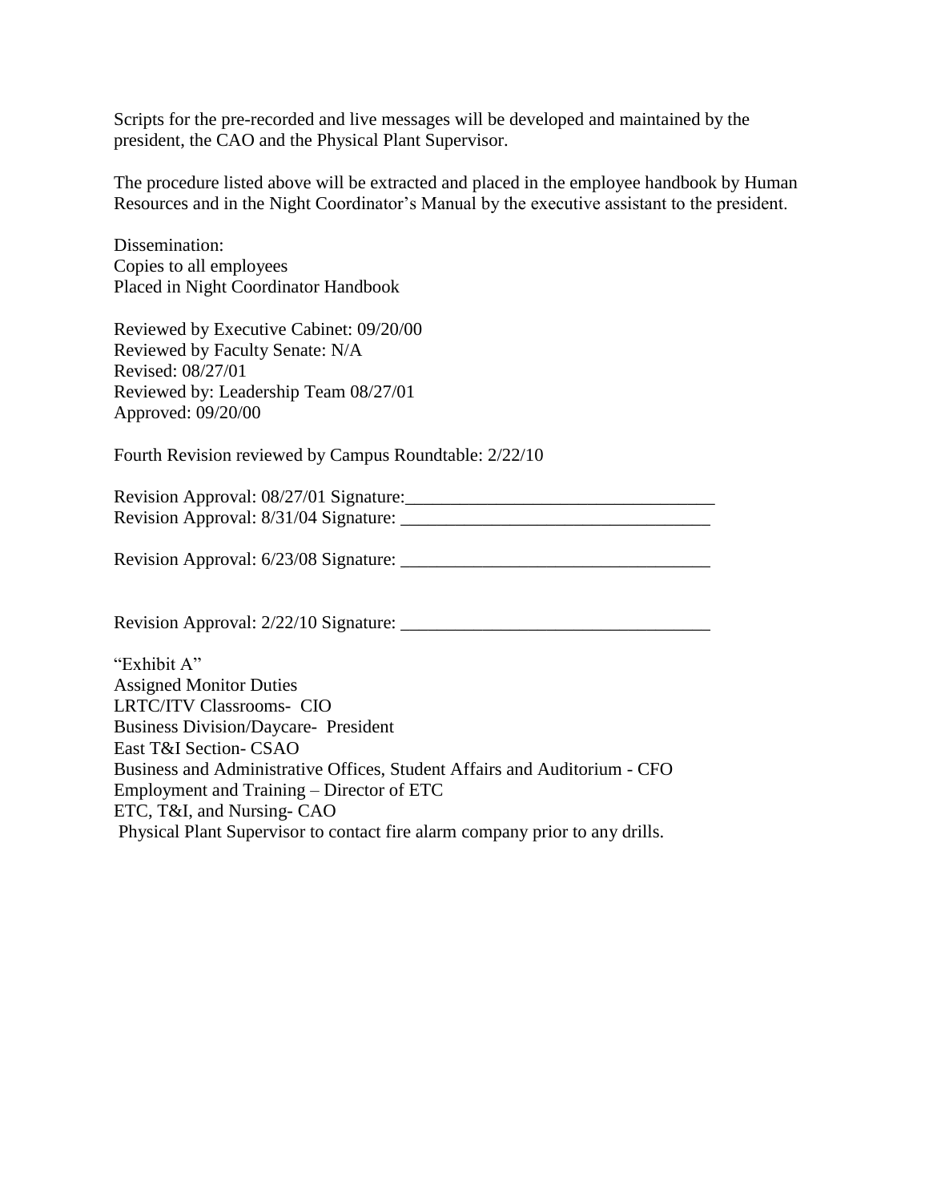Scripts for the pre-recorded and live messages will be developed and maintained by the president, the CAO and the Physical Plant Supervisor.

The procedure listed above will be extracted and placed in the employee handbook by Human Resources and in the Night Coordinator's Manual by the executive assistant to the president.

Dissemination:
Copies to all employees
Placed in Night Coordinator Handbook

Reviewed by Executive Cabinet: 09/20/00
Reviewed by Faculty Senate: N/A
Revised: 08/27/01
Reviewed by: Leadership Team 08/27/01
Approved: 09/20/00

Fourth Revision reviewed by Campus Roundtable: 2/22/10

Revision Approval: 08/27/01 Signature:\_\_\_\_\_\_\_\_\_\_\_\_\_\_\_\_\_\_\_\_\_\_\_\_\_\_\_\_\_\_\_\_\_\_
Revision Approval: 8/31/04 Signature: \_\_\_\_\_\_\_\_\_\_\_\_\_\_\_\_\_\_\_\_\_\_\_\_\_\_\_\_\_\_\_\_\_\_

Revision Approval: 6/23/08 Signature: \_\_\_\_\_\_\_\_\_\_\_\_\_\_\_\_\_\_\_\_\_\_\_\_\_\_\_\_\_\_\_\_\_\_

Revision Approval: 2/22/10 Signature: \_\_\_\_\_\_\_\_\_\_\_\_\_\_\_\_\_\_\_\_\_\_\_\_\_\_\_\_\_\_\_\_\_\_

"Exhibit A"
Assigned Monitor Duties
LRTC/ITV Classrooms- CIO
Business Division/Daycare- President
East T&I Section- CSAO
Business and Administrative Offices, Student Affairs and Auditorium - CFO
Employment and Training – Director of ETC
ETC, T&I, and Nursing- CAO
Physical Plant Supervisor to contact fire alarm company prior to any drills.